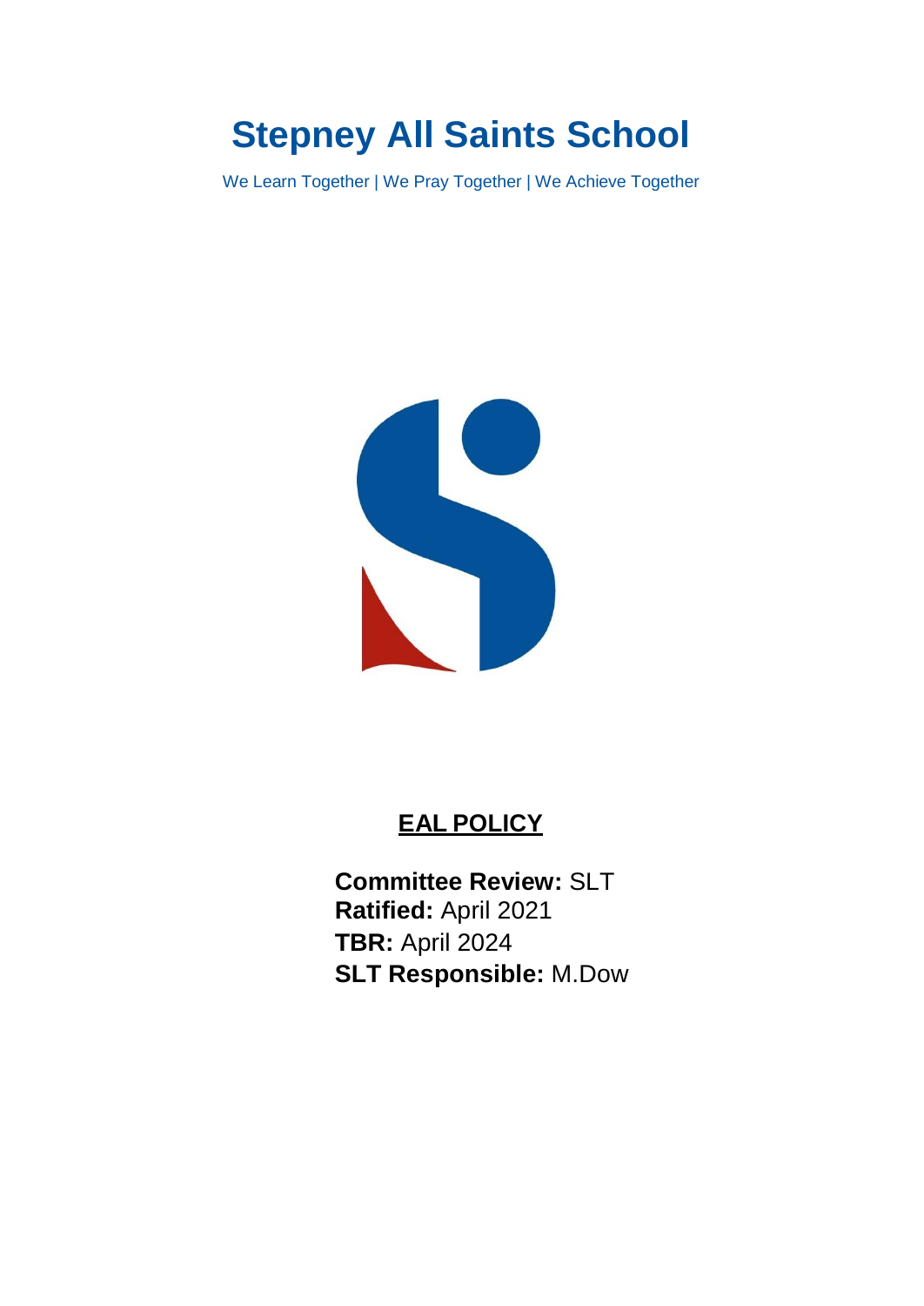# Stepney All Saints School

We Learn Together | We Pray Together | We Achieve Together

## EAL POLICY

**Committee Review:** SLT
**Ratified:** April 2021
**TBR:** April 2024
**SLT Responsible:** M.Dow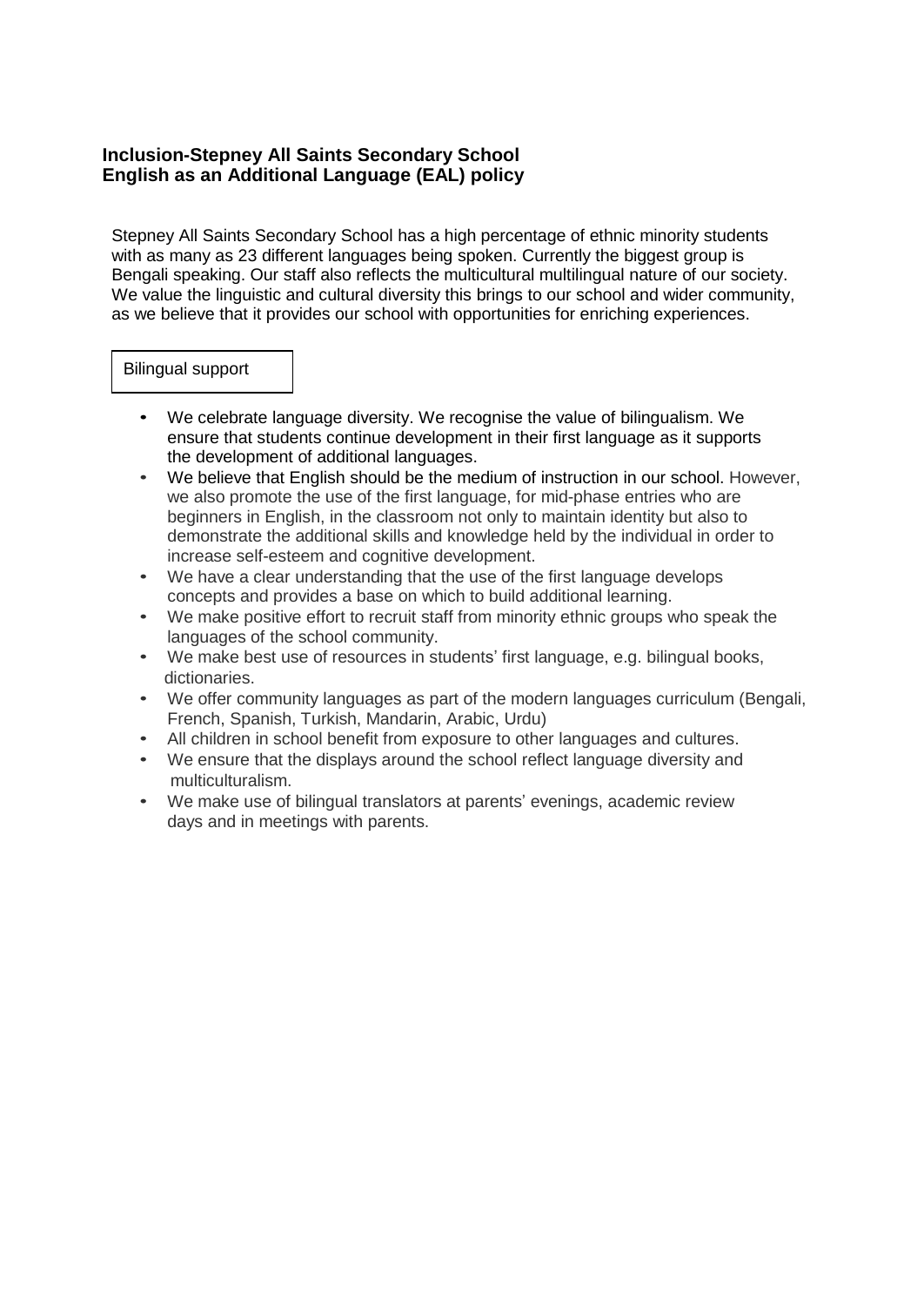**Inclusion-Stepney All Saints Secondary School**
**English as an Additional Language (EAL) policy**

Stepney All Saints Secondary School has a high percentage of ethnic minority students with as many as 23 different languages being spoken. Currently the biggest group is Bengali speaking. Our staff also reflects the multicultural multilingual nature of our society. We value the linguistic and cultural diversity this brings to our school and wider community, as we believe that it provides our school with opportunities for enriching experiences.

## Bilingual support

- We celebrate language diversity. We recognise the value of bilingualism. We ensure that students continue development in their first language as it supports the development of additional languages.
- We believe that English should be the medium of instruction in our school. However, we also promote the use of the first language, for mid-phase entries who are beginners in English, in the classroom not only to maintain identity but also to demonstrate the additional skills and knowledge held by the individual in order to increase self-esteem and cognitive development.
- We have a clear understanding that the use of the first language develops concepts and provides a base on which to build additional learning.
- We make positive effort to recruit staff from minority ethnic groups who speak the languages of the school community.
- We make best use of resources in students' first language, e.g. bilingual books, dictionaries.
- We offer community languages as part of the modern languages curriculum (Bengali, French, Spanish, Turkish, Mandarin, Arabic, Urdu)
- All children in school benefit from exposure to other languages and cultures.
- We ensure that the displays around the school reflect language diversity and multiculturalism.
- We make use of bilingual translators at parents' evenings, academic review days and in meetings with parents.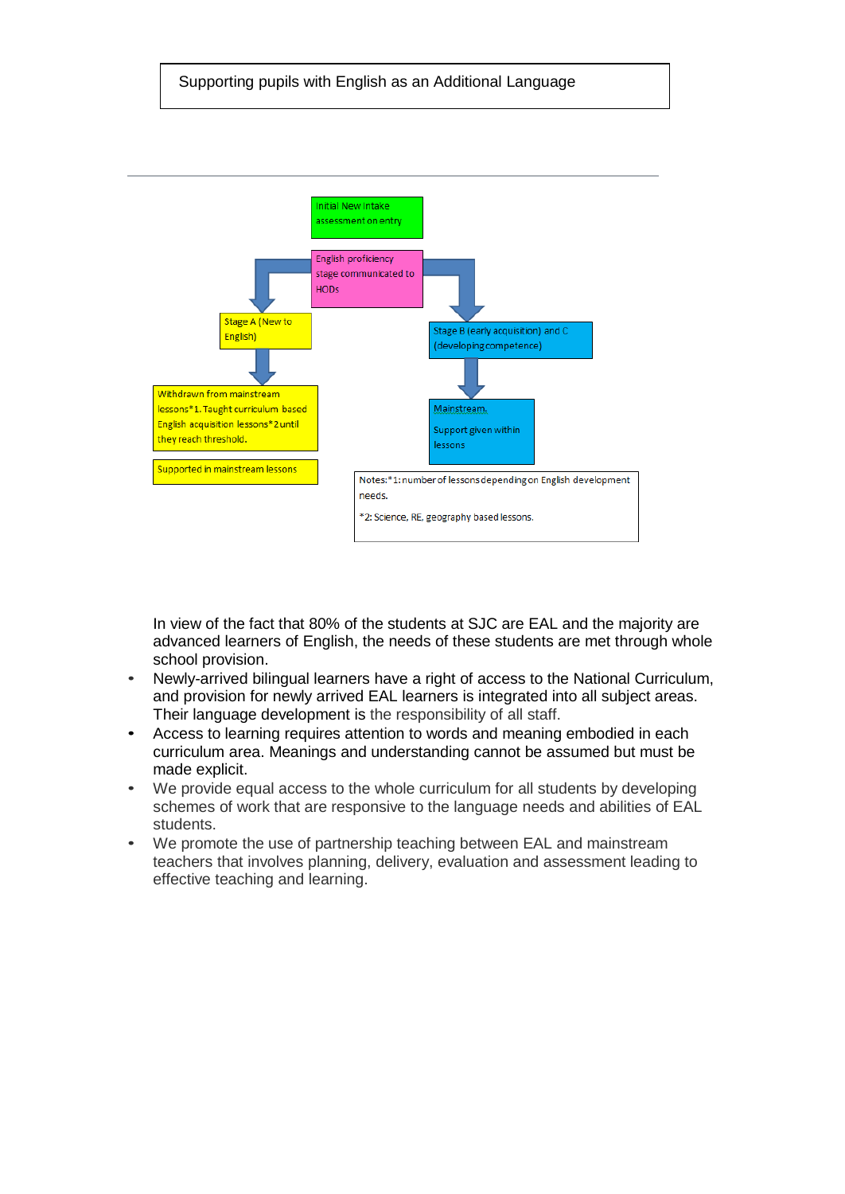Supporting pupils with English as an Additional Language

---

Initial New Intake assessment on entry

English proficiency stage communicated to HODs

Stage A (New to English)

Withdrawn from mainstream lessons*1. Taught curriculum based English acquisition lessons*2 until they reach threshold.

Supported in mainstream lessons

Stage B (early acquisition) and C (developing competence)

Mainstream.

Support given within lessons

Notes:*1: number of lessons depending on English development needs.

*2: Science, RE, geography based lessons.

In view of the fact that 80% of the students at SJC are EAL and the majority are advanced learners of English, the needs of these students are met through whole school provision.

- Newly-arrived bilingual learners have a right of access to the National Curriculum, and provision for newly arrived EAL learners is integrated into all subject areas. Their language development is the responsibility of all staff.
- Access to learning requires attention to words and meaning embodied in each curriculum area. Meanings and understanding cannot be assumed but must be made explicit.
- We provide equal access to the whole curriculum for all students by developing schemes of work that are responsive to the language needs and abilities of EAL students.
- We promote the use of partnership teaching between EAL and mainstream teachers that involves planning, delivery, evaluation and assessment leading to effective teaching and learning.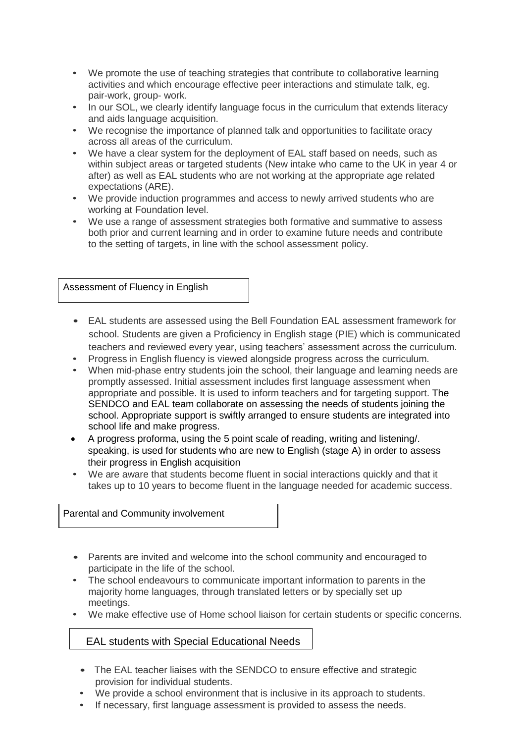- We promote the use of teaching strategies that contribute to collaborative learning activities and which encourage effective peer interactions and stimulate talk, eg. pair-work, group- work.
- In our SOL, we clearly identify language focus in the curriculum that extends literacy and aids language acquisition.
- We recognise the importance of planned talk and opportunities to facilitate oracy across all areas of the curriculum.
- We have a clear system for the deployment of EAL staff based on needs, such as within subject areas or targeted students (New intake who came to the UK in year 4 or after) as well as EAL students who are not working at the appropriate age related expectations (ARE).
- We provide induction programmes and access to newly arrived students who are working at Foundation level.
- We use a range of assessment strategies both formative and summative to assess both prior and current learning and in order to examine future needs and contribute to the setting of targets, in line with the school assessment policy.

## Assessment of Fluency in English

- EAL students are assessed using the Bell Foundation EAL assessment framework for school. Students are given a Proficiency in English stage (PIE) which is communicated teachers and reviewed every year, using teachers' assessment across the curriculum.
- Progress in English fluency is viewed alongside progress across the curriculum.
- When mid-phase entry students join the school, their language and learning needs are promptly assessed. Initial assessment includes first language assessment when appropriate and possible. It is used to inform teachers and for targeting support. The SENDCO and EAL team collaborate on assessing the needs of students joining the school. Appropriate support is swiftly arranged to ensure students are integrated into school life and make progress.
- A progress proforma, using the 5 point scale of reading, writing and listening/. speaking, is used for students who are new to English (stage A) in order to assess their progress in English acquisition
- We are aware that students become fluent in social interactions quickly and that it takes up to 10 years to become fluent in the language needed for academic success.

## Parental and Community involvement

- Parents are invited and welcome into the school community and encouraged to participate in the life of the school.
- The school endeavours to communicate important information to parents in the majority home languages, through translated letters or by specially set up meetings.
- We make effective use of Home school liaison for certain students or specific concerns.

## EAL students with Special Educational Needs

- The EAL teacher liaises with the SENDCO to ensure effective and strategic provision for individual students.
- We provide a school environment that is inclusive in its approach to students.
- If necessary, first language assessment is provided to assess the needs.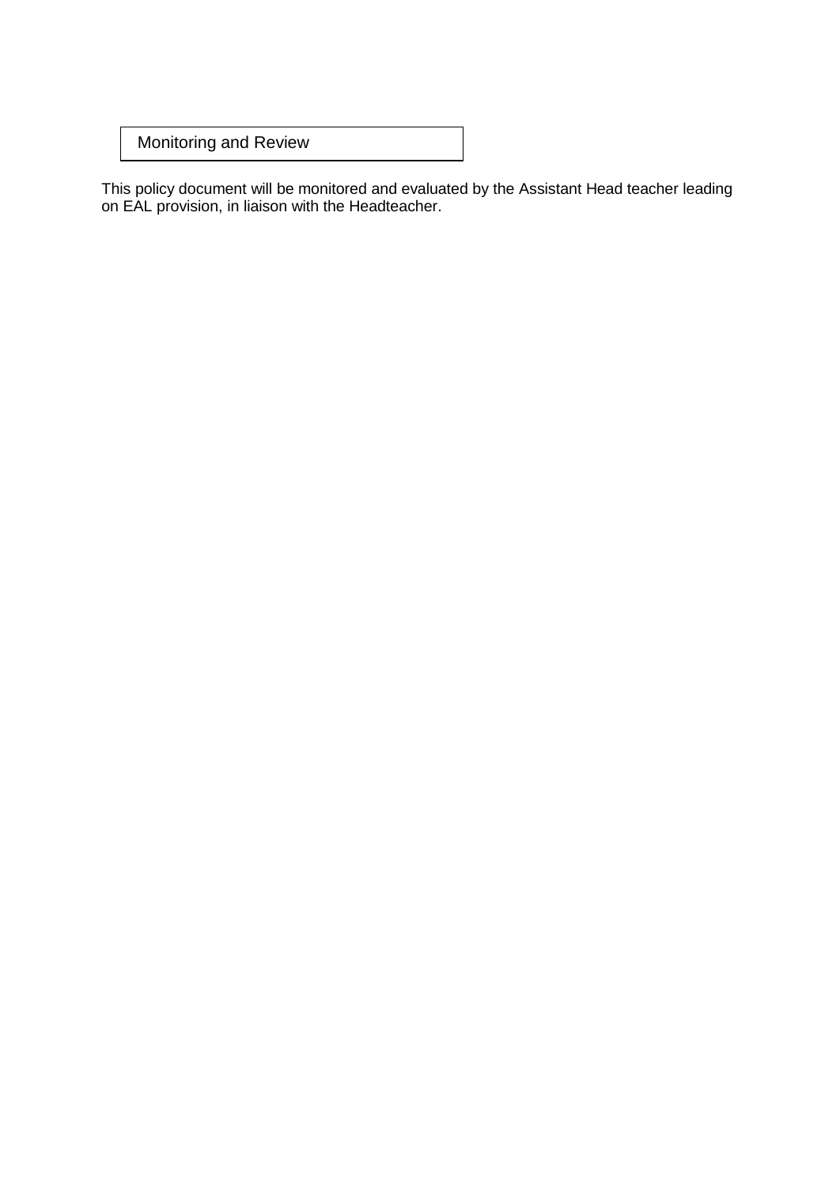## Monitoring and Review

This policy document will be monitored and evaluated by the Assistant Head teacher leading on EAL provision, in liaison with the Headteacher.